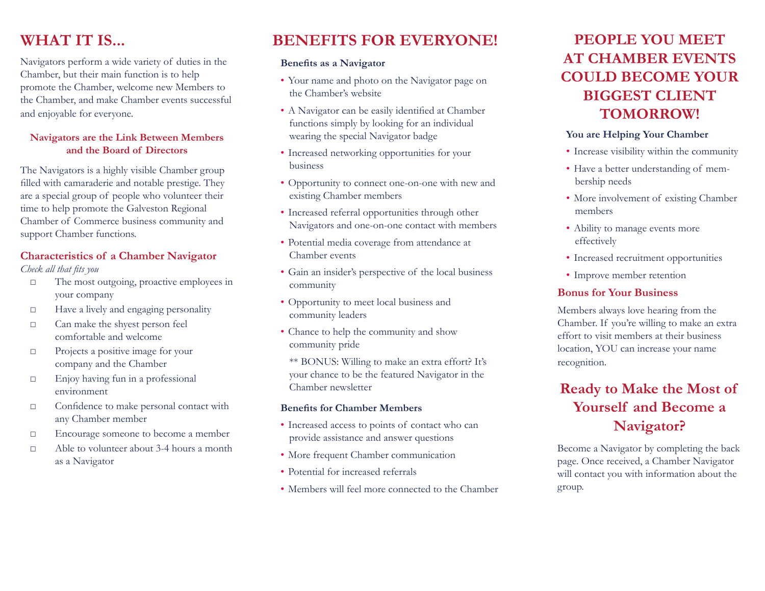# WHAT IT IS...

Navigators perform a wide variety of duties in the Chamber, but their main function is to help promote the Chamber, welcome new Members to the Chamber, and make Chamber events successful and enjoyable for everyone.

### Navigators are the Link Between Members and the Board of Directors

The Navigators is a highly visible Chamber group filled with camaraderie and notable prestige. They are a special group of people who volunteer their time to help promote the Galveston Regional Chamber of Commerce business community and support Chamber functions.

## Characteristics of a Chamber Navigator

*Check all that fits you*

- ☐ The most outgoing, proactive employees in your company
- ☐ Have a lively and engaging personality
- ☐ Can make the shyest person feel comfortable and welcome
- ☐ Projects a positive image for your company and the Chamber
- ☐ Enjoy having fun in a professional environment
- ☐ Confidence to make personal contact with any Chamber member
- ☐ Encourage someone to become a member
- ☐ Able to volunteer about 3-4 hours a month as a Navigator

# BENEFITS FOR EVERYONE!

### Benefits as a Navigator

- Your name and photo on the Navigator page on the Chamber's website
- A Navigator can be easily identified at Chamber functions simply by looking for an individual wearing the special Navigator badge
- Increased networking opportunities for your business
- Opportunity to connect one-on-one with new and existing Chamber members
- Increased referral opportunities through other Navigators and one-on-one contact with members
- Potential media coverage from attendance at Chamber events
- Gain an insider's perspective of the local business community
- Opportunity to meet local business and community leaders
- Chance to help the community and show community pride

** BONUS: Willing to make an extra effort? It's your chance to be the featured Navigator in the Chamber newsletter

### Benefits for Chamber Members

- Increased access to points of contact who can provide assistance and answer questions
- More frequent Chamber communication
- Potential for increased referrals
- Members will feel more connected to the Chamber

# PEOPLE YOU MEET AT CHAMBER EVENTS COULD BECOME YOUR BIGGEST CLIENT TOMORROW!

### You are Helping Your Chamber

- Increase visibility within the community
- Have a better understanding of membership needs
- More involvement of existing Chamber members
- Ability to manage events more effectively
- Increased recruitment opportunities
- Improve member retention

### Bonus for Your Business

Members always love hearing from the Chamber. If you're willing to make an extra effort to visit members at their business location, YOU can increase your name recognition.

## Ready to Make the Most of Yourself and Become a Navigator?

Become a Navigator by completing the back page. Once received, a Chamber Navigator will contact you with information about the group.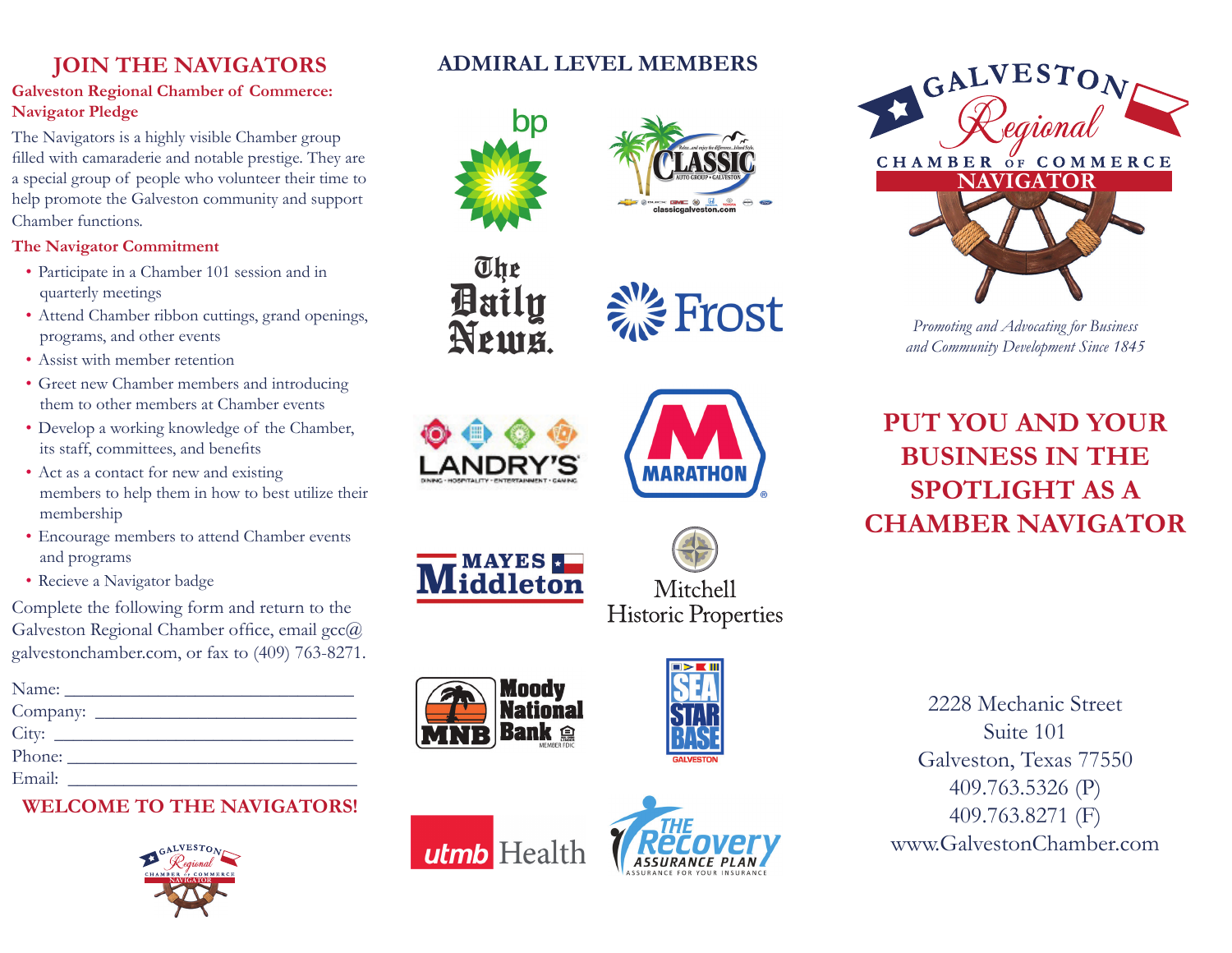## JOIN THE NAVIGATORS

**Galveston Regional Chamber of Commerce: Navigator Pledge**

The Navigators is a highly visible Chamber group filled with camaraderie and notable prestige. They are a special group of people who volunteer their time to help promote the Galveston community and support Chamber functions.

**The Navigator Commitment**

- Participate in a Chamber 101 session and in quarterly meetings
- Attend Chamber ribbon cuttings, grand openings, programs, and other events
- Assist with member retention
- Greet new Chamber members and introducing them to other members at Chamber events
- Develop a working knowledge of the Chamber, its staff, committees, and benefits
- Act as a contact for new and existing members to help them in how to best utilize their membership
- Encourage members to attend Chamber events and programs
- Recieve a Navigator badge

Complete the following form and return to the Galveston Regional Chamber office, email gcc@galvestonchamber.com, or fax to (409) 763-8271.

Name: ______________________________

Company: ___________________________

City: _______________________________

Phone: ______________________________

Email: ______________________________

**WELCOME TO THE NAVIGATORS!**

## ADMIRAL LEVEL MEMBERS

- bp
- Classic Auto Group • Galveston (classicgalveston.com)
- The Daily News
- Frost
- Landry's
- Marathon
- Mayes Middleton
- Mitchell Historic Properties
- Moody National Bank (MNB)
- Sea Star Base Galveston
- utmb Health
- The Recovery Assurance Plan

GALVESTON Regional CHAMBER OF COMMERCE NAVIGATOR

*Promoting and Advocating for Business and Community Development Since 1845*

## PUT YOU AND YOUR BUSINESS IN THE SPOTLIGHT AS A CHAMBER NAVIGATOR

2228 Mechanic Street
Suite 101
Galveston, Texas 77550
409.763.5326 (P)
409.763.8271 (F)
www.GalvestonChamber.com